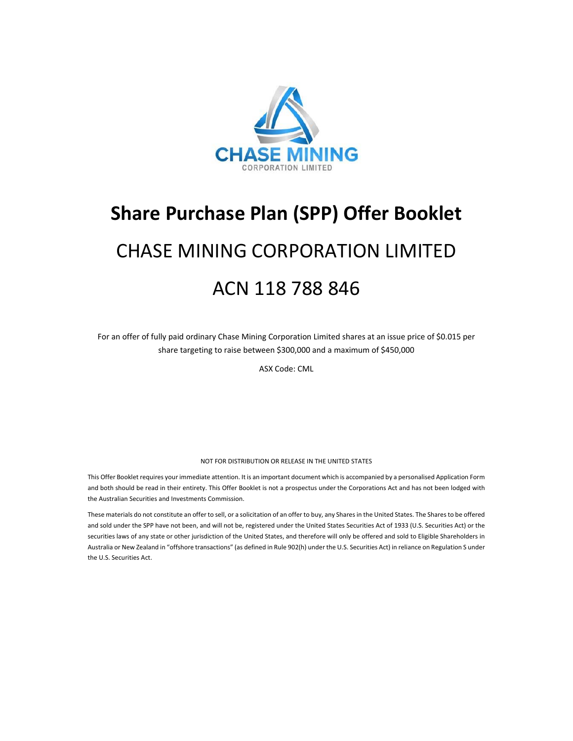# Share Purchase Plan (SPP) Offer Booklet

## CHASE MINING CORPORATION LIMITED

## ACN 118 788 846

For an offer of fully paid ordinary Chase Mining Corporation Limited shares at an issue price of $0.015 per share targeting to raise between $300,000 and a maximum of $450,000

ASX Code: CML

NOT FOR DISTRIBUTION OR RELEASE IN THE UNITED STATES

This Offer Booklet requires your immediate attention. It is an important document which is accompanied by a personalised Application Form and both should be read in their entirety. This Offer Booklet is not a prospectus under the Corporations Act and has not been lodged with the Australian Securities and Investments Commission.

These materials do not constitute an offer to sell, or a solicitation of an offer to buy, any Shares in the United States. The Shares to be offered and sold under the SPP have not been, and will not be, registered under the United States Securities Act of 1933 (U.S. Securities Act) or the securities laws of any state or other jurisdiction of the United States, and therefore will only be offered and sold to Eligible Shareholders in Australia or New Zealand in "offshore transactions" (as defined in Rule 902(h) under the U.S. Securities Act) in reliance on Regulation S under the U.S. Securities Act.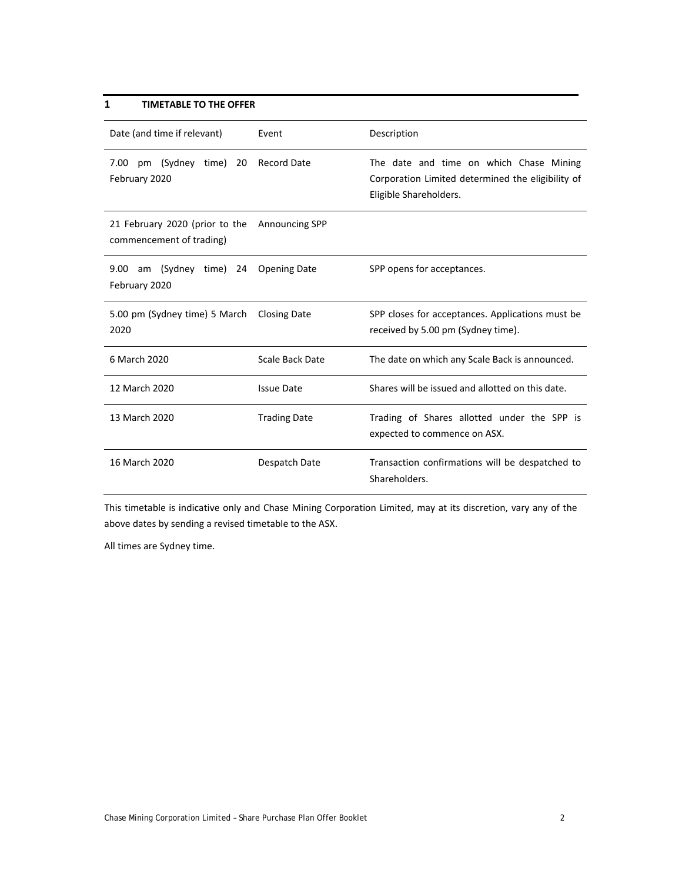# 1 TIMETABLE TO THE OFFER

| Date (and time if relevant) | Event | Description |
| --- | --- | --- |
| 7.00 pm (Sydney time) 20 February 2020 | Record Date | The date and time on which Chase Mining Corporation Limited determined the eligibility of Eligible Shareholders. |
| 21 February 2020 (prior to the commencement of trading) | Announcing SPP | |
| 9.00 am (Sydney time) 24 February 2020 | Opening Date | SPP opens for acceptances. |
| 5.00 pm (Sydney time) 5 March 2020 | Closing Date | SPP closes for acceptances. Applications must be received by 5.00 pm (Sydney time). |
| 6 March 2020 | Scale Back Date | The date on which any Scale Back is announced. |
| 12 March 2020 | Issue Date | Shares will be issued and allotted on this date. |
| 13 March 2020 | Trading Date | Trading of Shares allotted under the SPP is expected to commence on ASX. |
| 16 March 2020 | Despatch Date | Transaction confirmations will be despatched to Shareholders. |

This timetable is indicative only and Chase Mining Corporation Limited, may at its discretion, vary any of the above dates by sending a revised timetable to the ASX.

All times are Sydney time.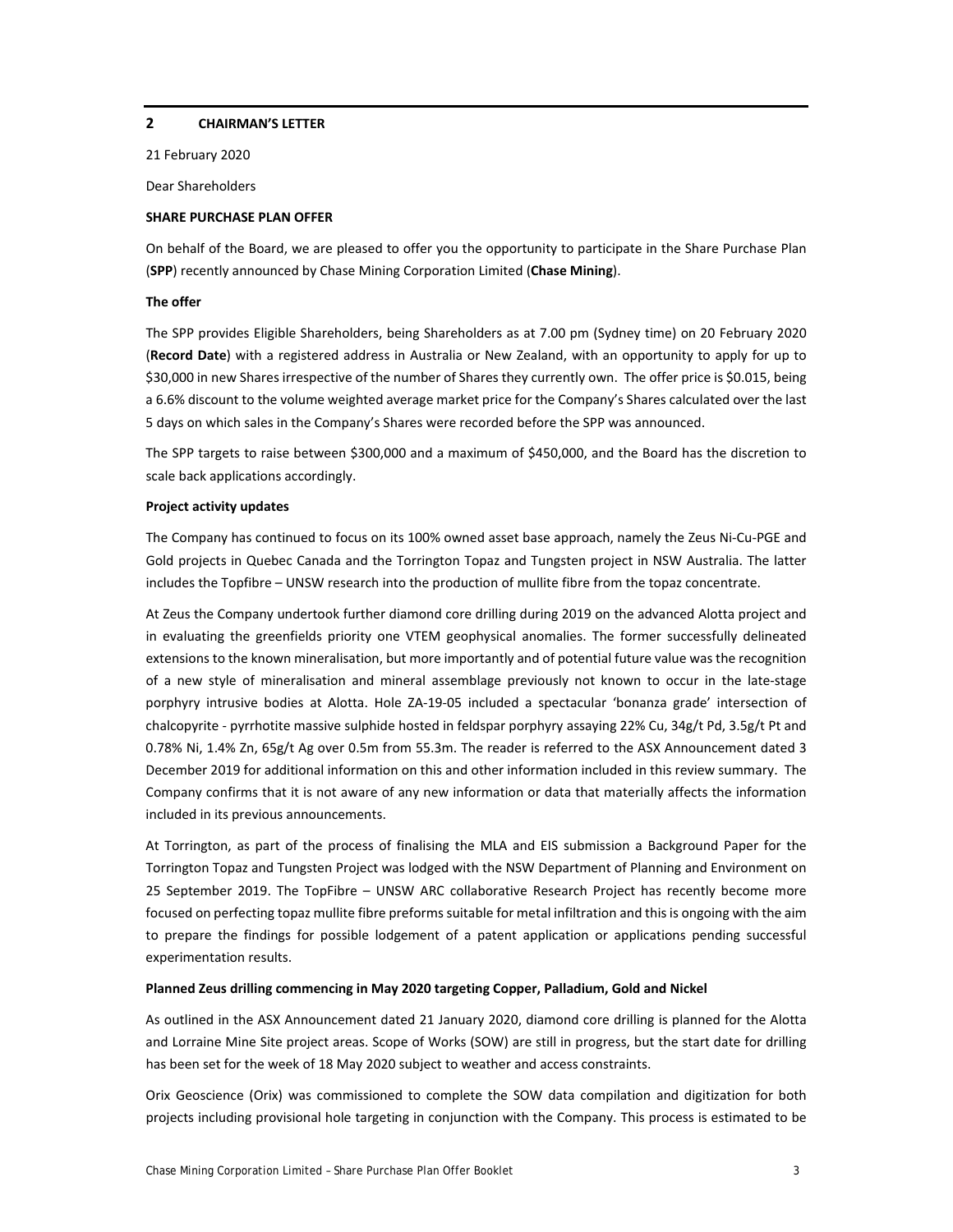## 2 CHAIRMAN'S LETTER

21 February 2020

Dear Shareholders

**SHARE PURCHASE PLAN OFFER**

On behalf of the Board, we are pleased to offer you the opportunity to participate in the Share Purchase Plan (**SPP**) recently announced by Chase Mining Corporation Limited (**Chase Mining**).

**The offer**

The SPP provides Eligible Shareholders, being Shareholders as at 7.00 pm (Sydney time) on 20 February 2020 (**Record Date**) with a registered address in Australia or New Zealand, with an opportunity to apply for up to $30,000 in new Shares irrespective of the number of Shares they currently own. The offer price is $0.015, being a 6.6% discount to the volume weighted average market price for the Company's Shares calculated over the last 5 days on which sales in the Company's Shares were recorded before the SPP was announced.

The SPP targets to raise between $300,000 and a maximum of $450,000, and the Board has the discretion to scale back applications accordingly.

**Project activity updates**

The Company has continued to focus on its 100% owned asset base approach, namely the Zeus Ni-Cu-PGE and Gold projects in Quebec Canada and the Torrington Topaz and Tungsten project in NSW Australia. The latter includes the Topfibre – UNSW research into the production of mullite fibre from the topaz concentrate.

At Zeus the Company undertook further diamond core drilling during 2019 on the advanced Alotta project and in evaluating the greenfields priority one VTEM geophysical anomalies. The former successfully delineated extensions to the known mineralisation, but more importantly and of potential future value was the recognition of a new style of mineralisation and mineral assemblage previously not known to occur in the late-stage porphyry intrusive bodies at Alotta. Hole ZA-19-05 included a spectacular 'bonanza grade' intersection of chalcopyrite - pyrrhotite massive sulphide hosted in feldspar porphyry assaying 22% Cu, 34g/t Pd, 3.5g/t Pt and 0.78% Ni, 1.4% Zn, 65g/t Ag over 0.5m from 55.3m. The reader is referred to the ASX Announcement dated 3 December 2019 for additional information on this and other information included in this review summary. The Company confirms that it is not aware of any new information or data that materially affects the information included in its previous announcements.

At Torrington, as part of the process of finalising the MLA and EIS submission a Background Paper for the Torrington Topaz and Tungsten Project was lodged with the NSW Department of Planning and Environment on 25 September 2019. The TopFibre – UNSW ARC collaborative Research Project has recently become more focused on perfecting topaz mullite fibre preforms suitable for metal infiltration and this is ongoing with the aim to prepare the findings for possible lodgement of a patent application or applications pending successful experimentation results.

**Planned Zeus drilling commencing in May 2020 targeting Copper, Palladium, Gold and Nickel**

As outlined in the ASX Announcement dated 21 January 2020, diamond core drilling is planned for the Alotta and Lorraine Mine Site project areas. Scope of Works (SOW) are still in progress, but the start date for drilling has been set for the week of 18 May 2020 subject to weather and access constraints.

Orix Geoscience (Orix) was commissioned to complete the SOW data compilation and digitization for both projects including provisional hole targeting in conjunction with the Company. This process is estimated to be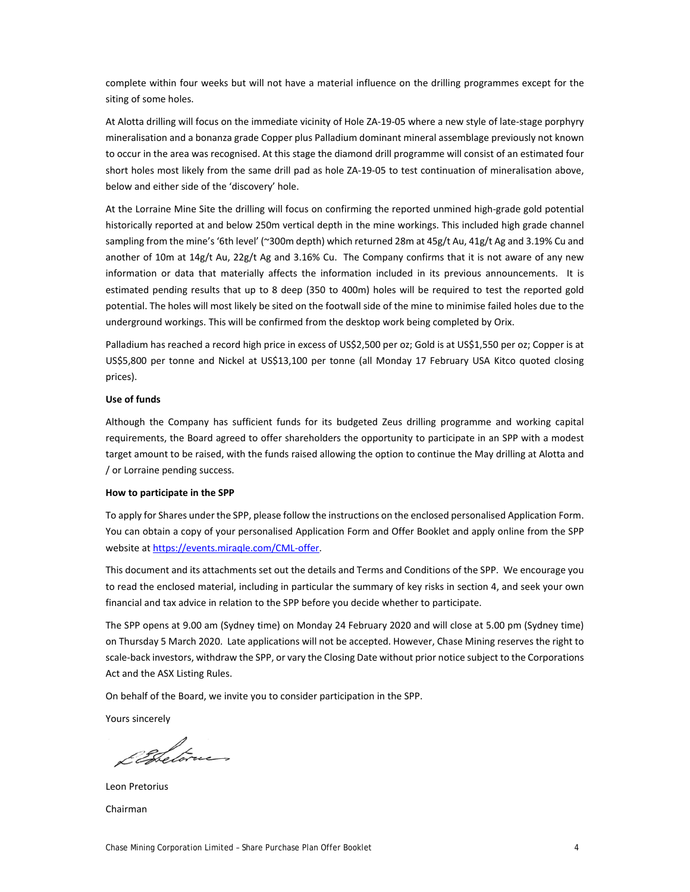complete within four weeks but will not have a material influence on the drilling programmes except for the siting of some holes.

At Alotta drilling will focus on the immediate vicinity of Hole ZA-19-05 where a new style of late-stage porphyry mineralisation and a bonanza grade Copper plus Palladium dominant mineral assemblage previously not known to occur in the area was recognised. At this stage the diamond drill programme will consist of an estimated four short holes most likely from the same drill pad as hole ZA-19-05 to test continuation of mineralisation above, below and either side of the 'discovery' hole.

At the Lorraine Mine Site the drilling will focus on confirming the reported unmined high-grade gold potential historically reported at and below 250m vertical depth in the mine workings. This included high grade channel sampling from the mine's '6th level' (~300m depth) which returned 28m at 45g/t Au, 41g/t Ag and 3.19% Cu and another of 10m at 14g/t Au, 22g/t Ag and 3.16% Cu. The Company confirms that it is not aware of any new information or data that materially affects the information included in its previous announcements. It is estimated pending results that up to 8 deep (350 to 400m) holes will be required to test the reported gold potential. The holes will most likely be sited on the footwall side of the mine to minimise failed holes due to the underground workings. This will be confirmed from the desktop work being completed by Orix.

Palladium has reached a record high price in excess of US$2,500 per oz; Gold is at US$1,550 per oz; Copper is at US$5,800 per tonne and Nickel at US$13,100 per tonne (all Monday 17 February USA Kitco quoted closing prices).

**Use of funds**

Although the Company has sufficient funds for its budgeted Zeus drilling programme and working capital requirements, the Board agreed to offer shareholders the opportunity to participate in an SPP with a modest target amount to be raised, with the funds raised allowing the option to continue the May drilling at Alotta and / or Lorraine pending success.

**How to participate in the SPP**

To apply for Shares under the SPP, please follow the instructions on the enclosed personalised Application Form. You can obtain a copy of your personalised Application Form and Offer Booklet and apply online from the SPP website at https://events.miraqle.com/CML-offer.

This document and its attachments set out the details and Terms and Conditions of the SPP. We encourage you to read the enclosed material, including in particular the summary of key risks in section 4, and seek your own financial and tax advice in relation to the SPP before you decide whether to participate.

The SPP opens at 9.00 am (Sydney time) on Monday 24 February 2020 and will close at 5.00 pm (Sydney time) on Thursday 5 March 2020. Late applications will not be accepted. However, Chase Mining reserves the right to scale-back investors, withdraw the SPP, or vary the Closing Date without prior notice subject to the Corporations Act and the ASX Listing Rules.

On behalf of the Board, we invite you to consider participation in the SPP.

Yours sincerely

Leon Pretorius

Chairman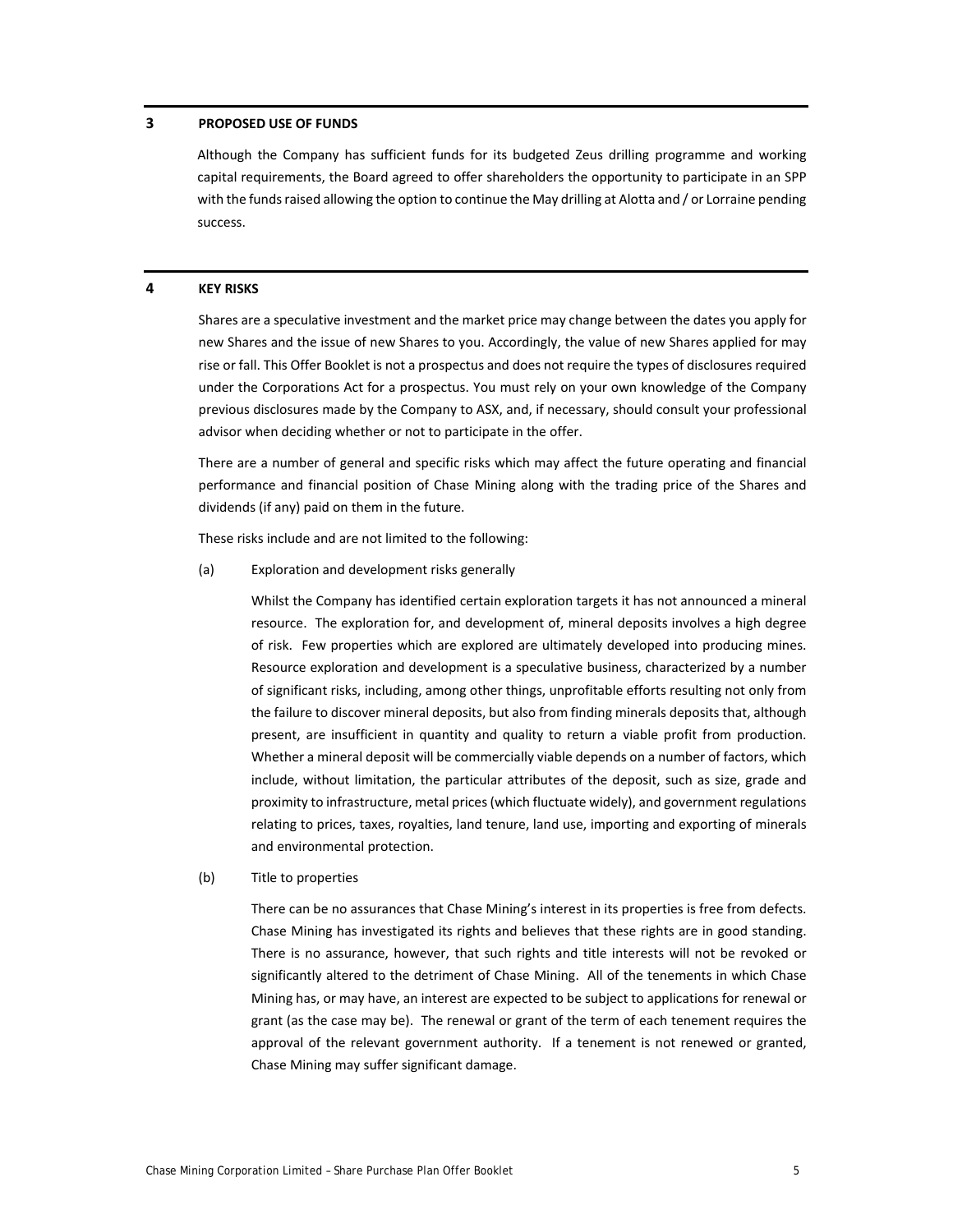## 3 PROPOSED USE OF FUNDS

Although the Company has sufficient funds for its budgeted Zeus drilling programme and working capital requirements, the Board agreed to offer shareholders the opportunity to participate in an SPP with the funds raised allowing the option to continue the May drilling at Alotta and / or Lorraine pending success.

## 4 KEY RISKS

Shares are a speculative investment and the market price may change between the dates you apply for new Shares and the issue of new Shares to you. Accordingly, the value of new Shares applied for may rise or fall. This Offer Booklet is not a prospectus and does not require the types of disclosures required under the Corporations Act for a prospectus. You must rely on your own knowledge of the Company previous disclosures made by the Company to ASX, and, if necessary, should consult your professional advisor when deciding whether or not to participate in the offer.

There are a number of general and specific risks which may affect the future operating and financial performance and financial position of Chase Mining along with the trading price of the Shares and dividends (if any) paid on them in the future.

These risks include and are not limited to the following:

(a) Exploration and development risks generally

Whilst the Company has identified certain exploration targets it has not announced a mineral resource. The exploration for, and development of, mineral deposits involves a high degree of risk. Few properties which are explored are ultimately developed into producing mines. Resource exploration and development is a speculative business, characterized by a number of significant risks, including, among other things, unprofitable efforts resulting not only from the failure to discover mineral deposits, but also from finding minerals deposits that, although present, are insufficient in quantity and quality to return a viable profit from production. Whether a mineral deposit will be commercially viable depends on a number of factors, which include, without limitation, the particular attributes of the deposit, such as size, grade and proximity to infrastructure, metal prices (which fluctuate widely), and government regulations relating to prices, taxes, royalties, land tenure, land use, importing and exporting of minerals and environmental protection.

(b) Title to properties

There can be no assurances that Chase Mining's interest in its properties is free from defects. Chase Mining has investigated its rights and believes that these rights are in good standing. There is no assurance, however, that such rights and title interests will not be revoked or significantly altered to the detriment of Chase Mining. All of the tenements in which Chase Mining has, or may have, an interest are expected to be subject to applications for renewal or grant (as the case may be). The renewal or grant of the term of each tenement requires the approval of the relevant government authority. If a tenement is not renewed or granted, Chase Mining may suffer significant damage.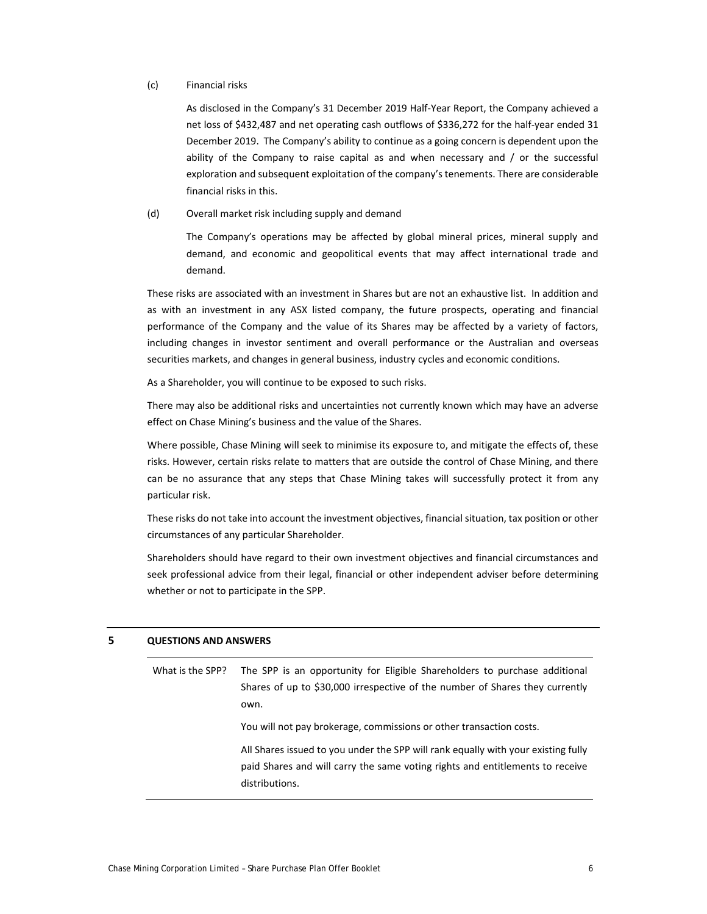(c) Financial risks

As disclosed in the Company's 31 December 2019 Half-Year Report, the Company achieved a net loss of $432,487 and net operating cash outflows of $336,272 for the half-year ended 31 December 2019. The Company's ability to continue as a going concern is dependent upon the ability of the Company to raise capital as and when necessary and / or the successful exploration and subsequent exploitation of the company's tenements. There are considerable financial risks in this.

(d) Overall market risk including supply and demand

The Company's operations may be affected by global mineral prices, mineral supply and demand, and economic and geopolitical events that may affect international trade and demand.

These risks are associated with an investment in Shares but are not an exhaustive list. In addition and as with an investment in any ASX listed company, the future prospects, operating and financial performance of the Company and the value of its Shares may be affected by a variety of factors, including changes in investor sentiment and overall performance or the Australian and overseas securities markets, and changes in general business, industry cycles and economic conditions.

As a Shareholder, you will continue to be exposed to such risks.

There may also be additional risks and uncertainties not currently known which may have an adverse effect on Chase Mining's business and the value of the Shares.

Where possible, Chase Mining will seek to minimise its exposure to, and mitigate the effects of, these risks. However, certain risks relate to matters that are outside the control of Chase Mining, and there can be no assurance that any steps that Chase Mining takes will successfully protect it from any particular risk.

These risks do not take into account the investment objectives, financial situation, tax position or other circumstances of any particular Shareholder.

Shareholders should have regard to their own investment objectives and financial circumstances and seek professional advice from their legal, financial or other independent adviser before determining whether or not to participate in the SPP.

## 5 QUESTIONS AND ANSWERS

| | |
|---|---|
| What is the SPP? | The SPP is an opportunity for Eligible Shareholders to purchase additional Shares of up to $30,000 irrespective of the number of Shares they currently own.<br><br>You will not pay brokerage, commissions or other transaction costs.<br><br>All Shares issued to you under the SPP will rank equally with your existing fully paid Shares and will carry the same voting rights and entitlements to receive distributions. |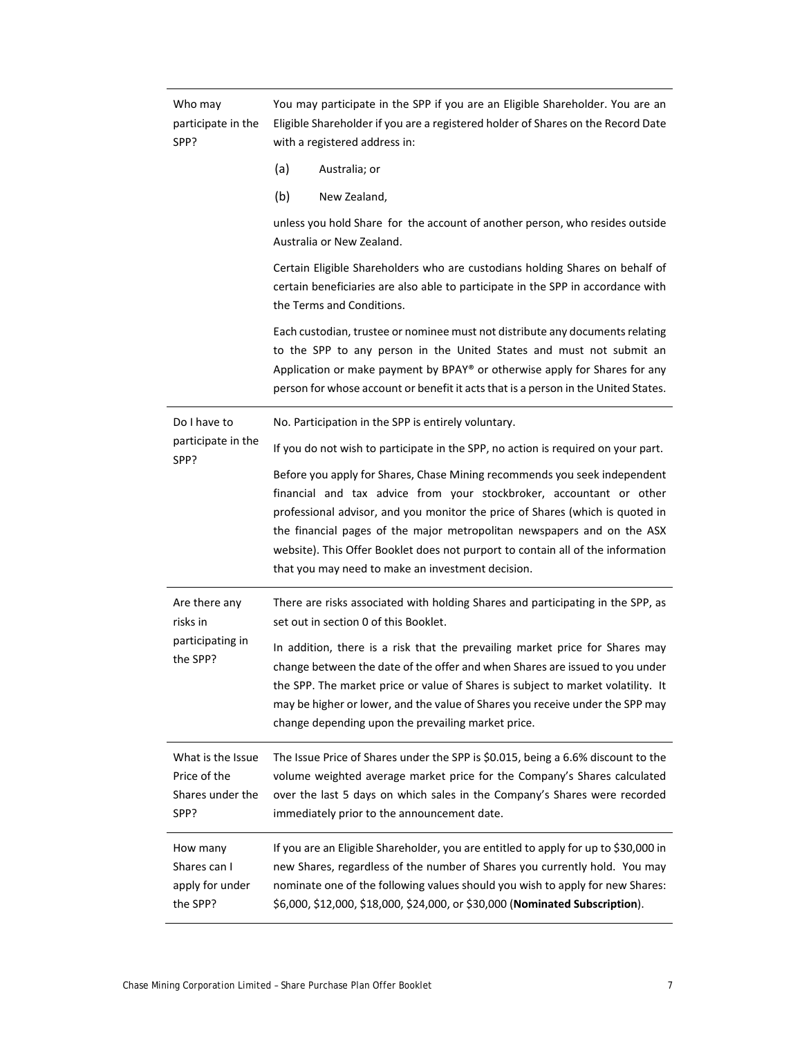| | |
|---|---|
| Who may participate in the SPP? | You may participate in the SPP if you are an Eligible Shareholder. You are an Eligible Shareholder if you are a registered holder of Shares on the Record Date with a registered address in:<br><br>(a) Australia; or<br><br>(b) New Zealand,<br><br>unless you hold Share for the account of another person, who resides outside Australia or New Zealand.<br><br>Certain Eligible Shareholders who are custodians holding Shares on behalf of certain beneficiaries are also able to participate in the SPP in accordance with the Terms and Conditions.<br><br>Each custodian, trustee or nominee must not distribute any documents relating to the SPP to any person in the United States and must not submit an Application or make payment by BPAY® or otherwise apply for Shares for any person for whose account or benefit it acts that is a person in the United States. |
| Do I have to participate in the SPP? | No. Participation in the SPP is entirely voluntary.<br><br>If you do not wish to participate in the SPP, no action is required on your part.<br><br>Before you apply for Shares, Chase Mining recommends you seek independent financial and tax advice from your stockbroker, accountant or other professional advisor, and you monitor the price of Shares (which is quoted in the financial pages of the major metropolitan newspapers and on the ASX website). This Offer Booklet does not purport to contain all of the information that you may need to make an investment decision. |
| Are there any risks in participating in the SPP? | There are risks associated with holding Shares and participating in the SPP, as set out in section 0 of this Booklet.<br><br>In addition, there is a risk that the prevailing market price for Shares may change between the date of the offer and when Shares are issued to you under the SPP. The market price or value of Shares is subject to market volatility. It may be higher or lower, and the value of Shares you receive under the SPP may change depending upon the prevailing market price. |
| What is the Issue Price of the Shares under the SPP? | The Issue Price of Shares under the SPP is $0.015, being a 6.6% discount to the volume weighted average market price for the Company's Shares calculated over the last 5 days on which sales in the Company's Shares were recorded immediately prior to the announcement date. |
| How many Shares can I apply for under the SPP? | If you are an Eligible Shareholder, you are entitled to apply for up to $30,000 in new Shares, regardless of the number of Shares you currently hold. You may nominate one of the following values should you wish to apply for new Shares: $6,000, $12,000, $18,000, $24,000, or $30,000 (**Nominated Subscription**). |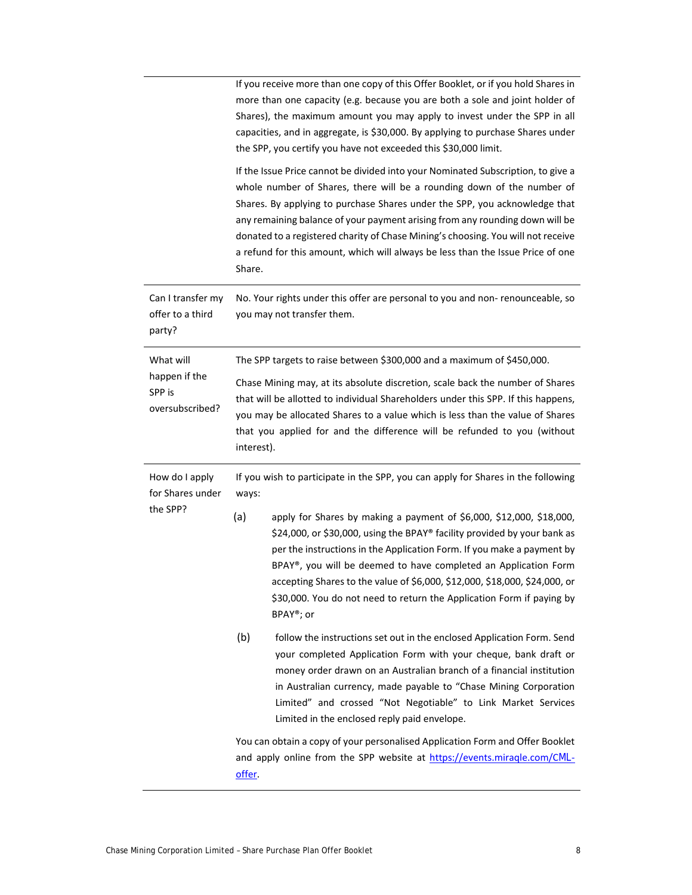| | |
|---|---|
| | If you receive more than one copy of this Offer Booklet, or if you hold Shares in more than one capacity (e.g. because you are both a sole and joint holder of Shares), the maximum amount you may apply to invest under the SPP in all capacities, and in aggregate, is $30,000. By applying to purchase Shares under the SPP, you certify you have not exceeded this $30,000 limit.<br><br>If the Issue Price cannot be divided into your Nominated Subscription, to give a whole number of Shares, there will be a rounding down of the number of Shares. By applying to purchase Shares under the SPP, you acknowledge that any remaining balance of your payment arising from any rounding down will be donated to a registered charity of Chase Mining's choosing. You will not receive a refund for this amount, which will always be less than the Issue Price of one Share. |
| Can I transfer my offer to a third party? | No. Your rights under this offer are personal to you and non- renounceable, so you may not transfer them. |
| What will happen if the SPP is oversubscribed? | The SPP targets to raise between $300,000 and a maximum of $450,000.<br><br>Chase Mining may, at its absolute discretion, scale back the number of Shares that will be allotted to individual Shareholders under this SPP. If this happens, you may be allocated Shares to a value which is less than the value of Shares that you applied for and the difference will be refunded to you (without interest). |
| How do I apply for Shares under the SPP? | If you wish to participate in the SPP, you can apply for Shares in the following ways:<br><br>(a) apply for Shares by making a payment of $6,000, $12,000, $18,000, $24,000, or $30,000, using the BPAY® facility provided by your bank as per the instructions in the Application Form. If you make a payment by BPAY®, you will be deemed to have completed an Application Form accepting Shares to the value of $6,000, $12,000, $18,000, $24,000, or $30,000. You do not need to return the Application Form if paying by BPAY®; or<br><br>(b) follow the instructions set out in the enclosed Application Form. Send your completed Application Form with your cheque, bank draft or money order drawn on an Australian branch of a financial institution in Australian currency, made payable to "Chase Mining Corporation Limited" and crossed "Not Negotiable" to Link Market Services Limited in the enclosed reply paid envelope.<br><br>You can obtain a copy of your personalised Application Form and Offer Booklet and apply online from the SPP website at [https://events.miraqle.com/CML-offer](https://events.miraqle.com/CML-offer). |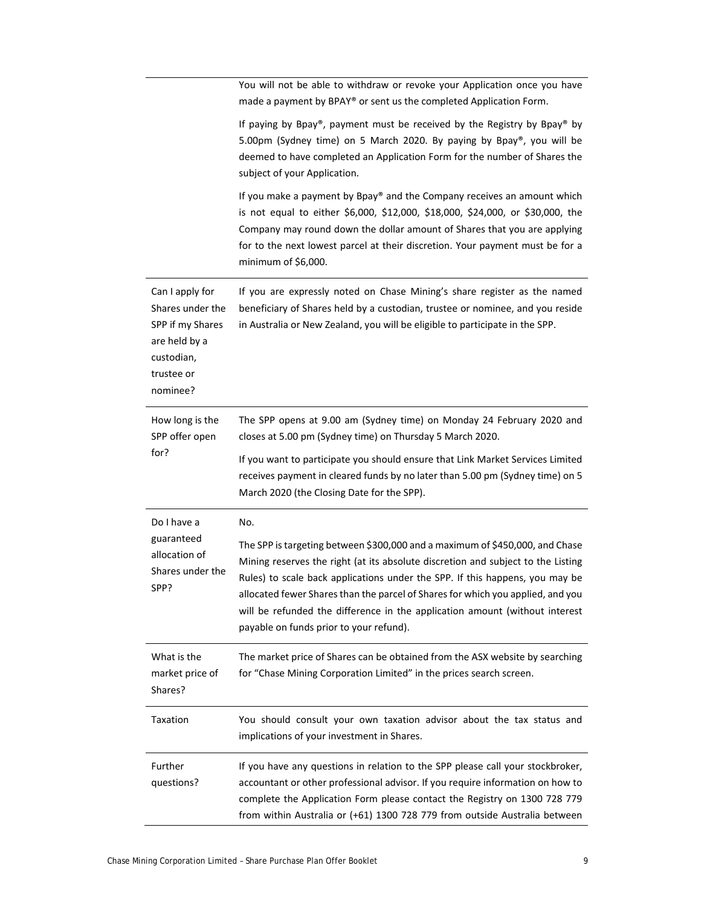| | |
|---|---|
| | You will not be able to withdraw or revoke your Application once you have made a payment by BPAY® or sent us the completed Application Form.<br><br>If paying by Bpay®, payment must be received by the Registry by Bpay® by 5.00pm (Sydney time) on 5 March 2020. By paying by Bpay®, you will be deemed to have completed an Application Form for the number of Shares the subject of your Application.<br><br>If you make a payment by Bpay® and the Company receives an amount which is not equal to either $6,000, $12,000, $18,000, $24,000, or $30,000, the Company may round down the dollar amount of Shares that you are applying for to the next lowest parcel at their discretion. Your payment must be for a minimum of $6,000. |
| Can I apply for Shares under the SPP if my Shares are held by a custodian, trustee or nominee? | If you are expressly noted on Chase Mining's share register as the named beneficiary of Shares held by a custodian, trustee or nominee, and you reside in Australia or New Zealand, you will be eligible to participate in the SPP. |
| How long is the SPP offer open for? | The SPP opens at 9.00 am (Sydney time) on Monday 24 February 2020 and closes at 5.00 pm (Sydney time) on Thursday 5 March 2020.<br><br>If you want to participate you should ensure that Link Market Services Limited receives payment in cleared funds by no later than 5.00 pm (Sydney time) on 5 March 2020 (the Closing Date for the SPP). |
| Do I have a guaranteed allocation of Shares under the SPP? | No.<br><br>The SPP is targeting between $300,000 and a maximum of $450,000, and Chase Mining reserves the right (at its absolute discretion and subject to the Listing Rules) to scale back applications under the SPP. If this happens, you may be allocated fewer Shares than the parcel of Shares for which you applied, and you will be refunded the difference in the application amount (without interest payable on funds prior to your refund). |
| What is the market price of Shares? | The market price of Shares can be obtained from the ASX website by searching for "Chase Mining Corporation Limited" in the prices search screen. |
| Taxation | You should consult your own taxation advisor about the tax status and implications of your investment in Shares. |
| Further questions? | If you have any questions in relation to the SPP please call your stockbroker, accountant or other professional advisor. If you require information on how to complete the Application Form please contact the Registry on 1300 728 779 from within Australia or (+61) 1300 728 779 from outside Australia between |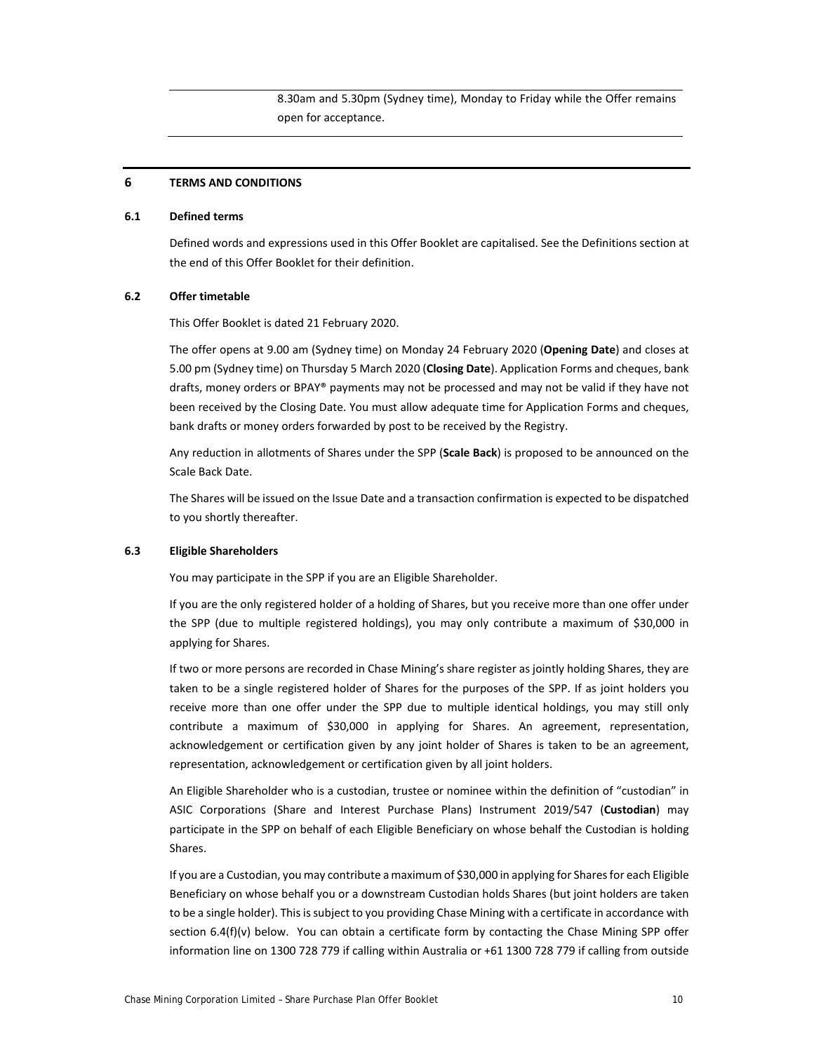| | 8.30am and 5.30pm (Sydney time), Monday to Friday while the Offer remains open for acceptance. |
|---|---|

## 6 TERMS AND CONDITIONS

### 6.1 Defined terms

Defined words and expressions used in this Offer Booklet are capitalised. See the Definitions section at the end of this Offer Booklet for their definition.

### 6.2 Offer timetable

This Offer Booklet is dated 21 February 2020.

The offer opens at 9.00 am (Sydney time) on Monday 24 February 2020 (**Opening Date**) and closes at 5.00 pm (Sydney time) on Thursday 5 March 2020 (**Closing Date**). Application Forms and cheques, bank drafts, money orders or BPAY® payments may not be processed and may not be valid if they have not been received by the Closing Date. You must allow adequate time for Application Forms and cheques, bank drafts or money orders forwarded by post to be received by the Registry.

Any reduction in allotments of Shares under the SPP (**Scale Back**) is proposed to be announced on the Scale Back Date.

The Shares will be issued on the Issue Date and a transaction confirmation is expected to be dispatched to you shortly thereafter.

### 6.3 Eligible Shareholders

You may participate in the SPP if you are an Eligible Shareholder.

If you are the only registered holder of a holding of Shares, but you receive more than one offer under the SPP (due to multiple registered holdings), you may only contribute a maximum of $30,000 in applying for Shares.

If two or more persons are recorded in Chase Mining's share register as jointly holding Shares, they are taken to be a single registered holder of Shares for the purposes of the SPP. If as joint holders you receive more than one offer under the SPP due to multiple identical holdings, you may still only contribute a maximum of $30,000 in applying for Shares. An agreement, representation, acknowledgement or certification given by any joint holder of Shares is taken to be an agreement, representation, acknowledgement or certification given by all joint holders.

An Eligible Shareholder who is a custodian, trustee or nominee within the definition of "custodian" in ASIC Corporations (Share and Interest Purchase Plans) Instrument 2019/547 (**Custodian**) may participate in the SPP on behalf of each Eligible Beneficiary on whose behalf the Custodian is holding Shares.

If you are a Custodian, you may contribute a maximum of $30,000 in applying for Shares for each Eligible Beneficiary on whose behalf you or a downstream Custodian holds Shares (but joint holders are taken to be a single holder). This is subject to you providing Chase Mining with a certificate in accordance with section 6.4(f)(v) below. You can obtain a certificate form by contacting the Chase Mining SPP offer information line on 1300 728 779 if calling within Australia or +61 1300 728 779 if calling from outside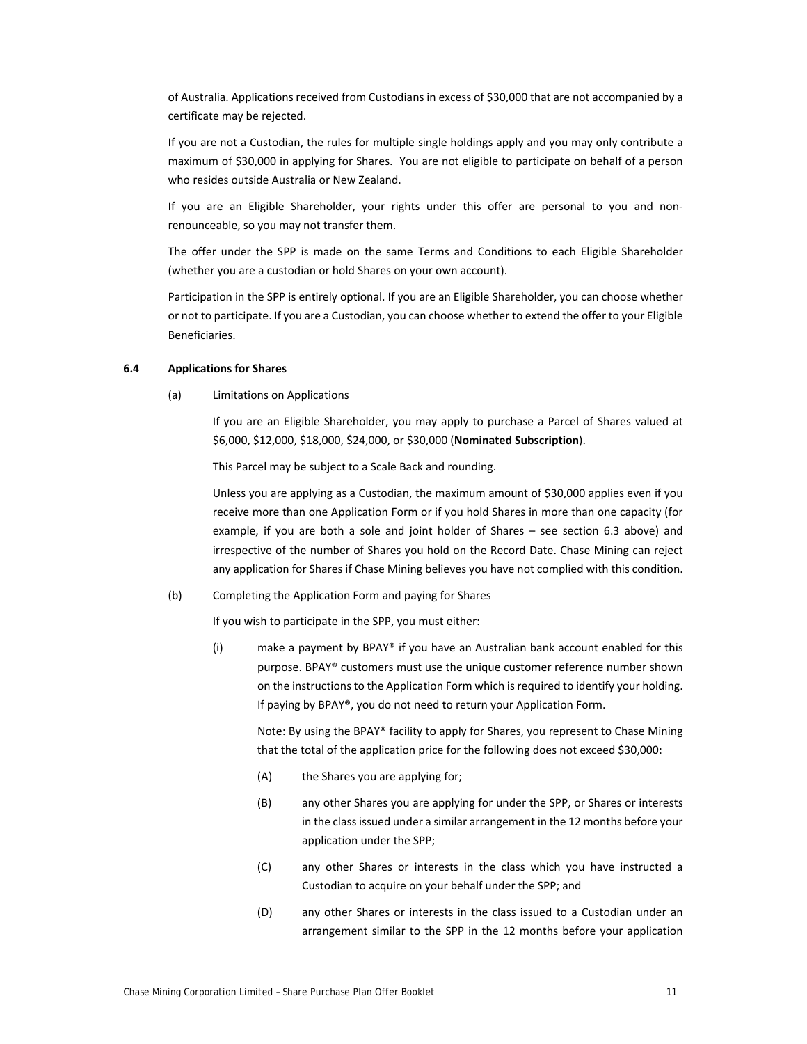of Australia. Applications received from Custodians in excess of $30,000 that are not accompanied by a certificate may be rejected.

If you are not a Custodian, the rules for multiple single holdings apply and you may only contribute a maximum of $30,000 in applying for Shares. You are not eligible to participate on behalf of a person who resides outside Australia or New Zealand.

If you are an Eligible Shareholder, your rights under this offer are personal to you and non-renounceable, so you may not transfer them.

The offer under the SPP is made on the same Terms and Conditions to each Eligible Shareholder (whether you are a custodian or hold Shares on your own account).

Participation in the SPP is entirely optional. If you are an Eligible Shareholder, you can choose whether or not to participate. If you are a Custodian, you can choose whether to extend the offer to your Eligible Beneficiaries.

### 6.4 Applications for Shares

(a) Limitations on Applications

If you are an Eligible Shareholder, you may apply to purchase a Parcel of Shares valued at $6,000, $12,000, $18,000, $24,000, or $30,000 (**Nominated Subscription**).

This Parcel may be subject to a Scale Back and rounding.

Unless you are applying as a Custodian, the maximum amount of $30,000 applies even if you receive more than one Application Form or if you hold Shares in more than one capacity (for example, if you are both a sole and joint holder of Shares – see section 6.3 above) and irrespective of the number of Shares you hold on the Record Date. Chase Mining can reject any application for Shares if Chase Mining believes you have not complied with this condition.

(b) Completing the Application Form and paying for Shares

If you wish to participate in the SPP, you must either:

(i) make a payment by BPAY® if you have an Australian bank account enabled for this purpose. BPAY® customers must use the unique customer reference number shown on the instructions to the Application Form which is required to identify your holding. If paying by BPAY®, you do not need to return your Application Form.

Note: By using the BPAY® facility to apply for Shares, you represent to Chase Mining that the total of the application price for the following does not exceed $30,000:

(A) the Shares you are applying for;

(B) any other Shares you are applying for under the SPP, or Shares or interests in the class issued under a similar arrangement in the 12 months before your application under the SPP;

(C) any other Shares or interests in the class which you have instructed a Custodian to acquire on your behalf under the SPP; and

(D) any other Shares or interests in the class issued to a Custodian under an arrangement similar to the SPP in the 12 months before your application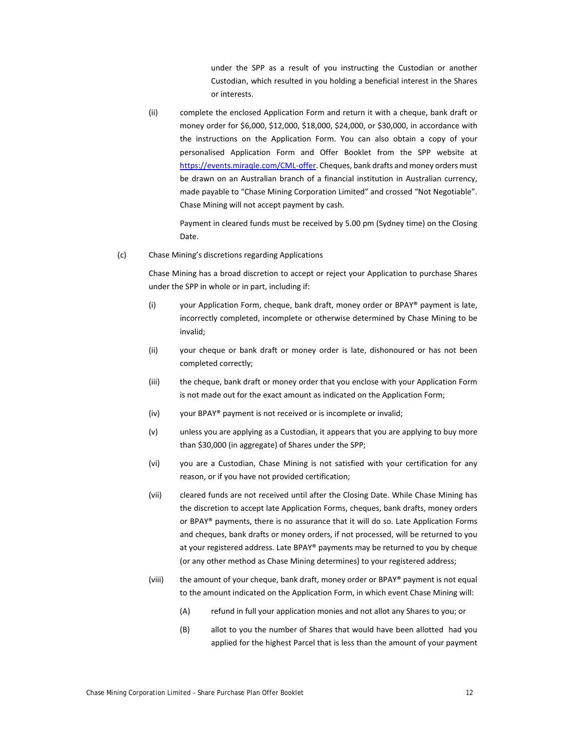under the SPP as a result of you instructing the Custodian or another Custodian, which resulted in you holding a beneficial interest in the Shares or interests.

(ii) complete the enclosed Application Form and return it with a cheque, bank draft or money order for $6,000, $12,000, $18,000, $24,000, or $30,000, in accordance with the instructions on the Application Form. You can also obtain a copy of your personalised Application Form and Offer Booklet from the SPP website at [https://events.miraqle.com/CML-offer](https://events.miraqle.com/CML-offer). Cheques, bank drafts and money orders must be drawn on an Australian branch of a financial institution in Australian currency, made payable to "Chase Mining Corporation Limited" and crossed "Not Negotiable". Chase Mining will not accept payment by cash.

Payment in cleared funds must be received by 5.00 pm (Sydney time) on the Closing Date.

(c) Chase Mining's discretions regarding Applications

Chase Mining has a broad discretion to accept or reject your Application to purchase Shares under the SPP in whole or in part, including if:

(i) your Application Form, cheque, bank draft, money order or BPAY® payment is late, incorrectly completed, incomplete or otherwise determined by Chase Mining to be invalid;

(ii) your cheque or bank draft or money order is late, dishonoured or has not been completed correctly;

(iii) the cheque, bank draft or money order that you enclose with your Application Form is not made out for the exact amount as indicated on the Application Form;

(iv) your BPAY® payment is not received or is incomplete or invalid;

(v) unless you are applying as a Custodian, it appears that you are applying to buy more than $30,000 (in aggregate) of Shares under the SPP;

(vi) you are a Custodian, Chase Mining is not satisfied with your certification for any reason, or if you have not provided certification;

(vii) cleared funds are not received until after the Closing Date. While Chase Mining has the discretion to accept late Application Forms, cheques, bank drafts, money orders or BPAY® payments, there is no assurance that it will do so. Late Application Forms and cheques, bank drafts or money orders, if not processed, will be returned to you at your registered address. Late BPAY® payments may be returned to you by cheque (or any other method as Chase Mining determines) to your registered address;

(viii) the amount of your cheque, bank draft, money order or BPAY® payment is not equal to the amount indicated on the Application Form, in which event Chase Mining will:

(A) refund in full your application monies and not allot any Shares to you; or

(B) allot to you the number of Shares that would have been allotted had you applied for the highest Parcel that is less than the amount of your payment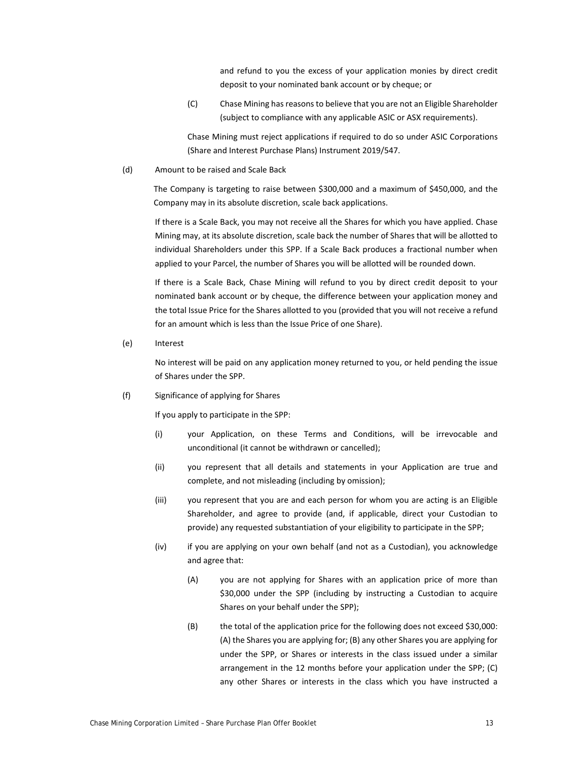and refund to you the excess of your application monies by direct credit deposit to your nominated bank account or by cheque; or

(C) Chase Mining has reasons to believe that you are not an Eligible Shareholder (subject to compliance with any applicable ASIC or ASX requirements).

Chase Mining must reject applications if required to do so under ASIC Corporations (Share and Interest Purchase Plans) Instrument 2019/547.

(d) Amount to be raised and Scale Back

The Company is targeting to raise between $300,000 and a maximum of $450,000, and the Company may in its absolute discretion, scale back applications.

If there is a Scale Back, you may not receive all the Shares for which you have applied. Chase Mining may, at its absolute discretion, scale back the number of Shares that will be allotted to individual Shareholders under this SPP. If a Scale Back produces a fractional number when applied to your Parcel, the number of Shares you will be allotted will be rounded down.

If there is a Scale Back, Chase Mining will refund to you by direct credit deposit to your nominated bank account or by cheque, the difference between your application money and the total Issue Price for the Shares allotted to you (provided that you will not receive a refund for an amount which is less than the Issue Price of one Share).

(e) Interest

No interest will be paid on any application money returned to you, or held pending the issue of Shares under the SPP.

(f) Significance of applying for Shares

If you apply to participate in the SPP:

(i) your Application, on these Terms and Conditions, will be irrevocable and unconditional (it cannot be withdrawn or cancelled);

(ii) you represent that all details and statements in your Application are true and complete, and not misleading (including by omission);

(iii) you represent that you are and each person for whom you are acting is an Eligible Shareholder, and agree to provide (and, if applicable, direct your Custodian to provide) any requested substantiation of your eligibility to participate in the SPP;

(iv) if you are applying on your own behalf (and not as a Custodian), you acknowledge and agree that:

(A) you are not applying for Shares with an application price of more than $30,000 under the SPP (including by instructing a Custodian to acquire Shares on your behalf under the SPP);

(B) the total of the application price for the following does not exceed $30,000: (A) the Shares you are applying for; (B) any other Shares you are applying for under the SPP, or Shares or interests in the class issued under a similar arrangement in the 12 months before your application under the SPP; (C) any other Shares or interests in the class which you have instructed a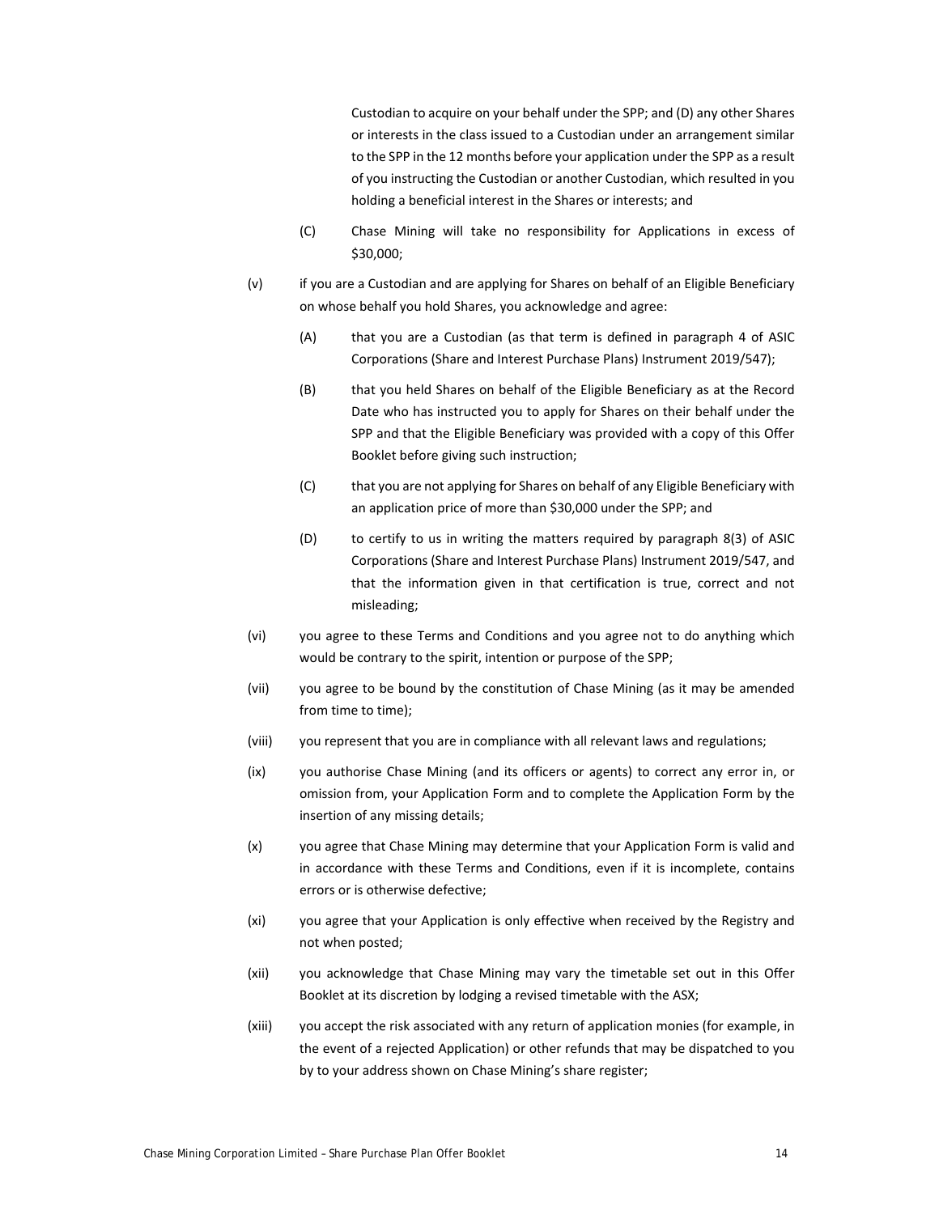Custodian to acquire on your behalf under the SPP; and (D) any other Shares or interests in the class issued to a Custodian under an arrangement similar to the SPP in the 12 months before your application under the SPP as a result of you instructing the Custodian or another Custodian, which resulted in you holding a beneficial interest in the Shares or interests; and

(C) Chase Mining will take no responsibility for Applications in excess of $30,000;

(v) if you are a Custodian and are applying for Shares on behalf of an Eligible Beneficiary on whose behalf you hold Shares, you acknowledge and agree:

(A) that you are a Custodian (as that term is defined in paragraph 4 of ASIC Corporations (Share and Interest Purchase Plans) Instrument 2019/547);

(B) that you held Shares on behalf of the Eligible Beneficiary as at the Record Date who has instructed you to apply for Shares on their behalf under the SPP and that the Eligible Beneficiary was provided with a copy of this Offer Booklet before giving such instruction;

(C) that you are not applying for Shares on behalf of any Eligible Beneficiary with an application price of more than $30,000 under the SPP; and

(D) to certify to us in writing the matters required by paragraph 8(3) of ASIC Corporations (Share and Interest Purchase Plans) Instrument 2019/547, and that the information given in that certification is true, correct and not misleading;

(vi) you agree to these Terms and Conditions and you agree not to do anything which would be contrary to the spirit, intention or purpose of the SPP;

(vii) you agree to be bound by the constitution of Chase Mining (as it may be amended from time to time);

(viii) you represent that you are in compliance with all relevant laws and regulations;

(ix) you authorise Chase Mining (and its officers or agents) to correct any error in, or omission from, your Application Form and to complete the Application Form by the insertion of any missing details;

(x) you agree that Chase Mining may determine that your Application Form is valid and in accordance with these Terms and Conditions, even if it is incomplete, contains errors or is otherwise defective;

(xi) you agree that your Application is only effective when received by the Registry and not when posted;

(xii) you acknowledge that Chase Mining may vary the timetable set out in this Offer Booklet at its discretion by lodging a revised timetable with the ASX;

(xiii) you accept the risk associated with any return of application monies (for example, in the event of a rejected Application) or other refunds that may be dispatched to you by to your address shown on Chase Mining's share register;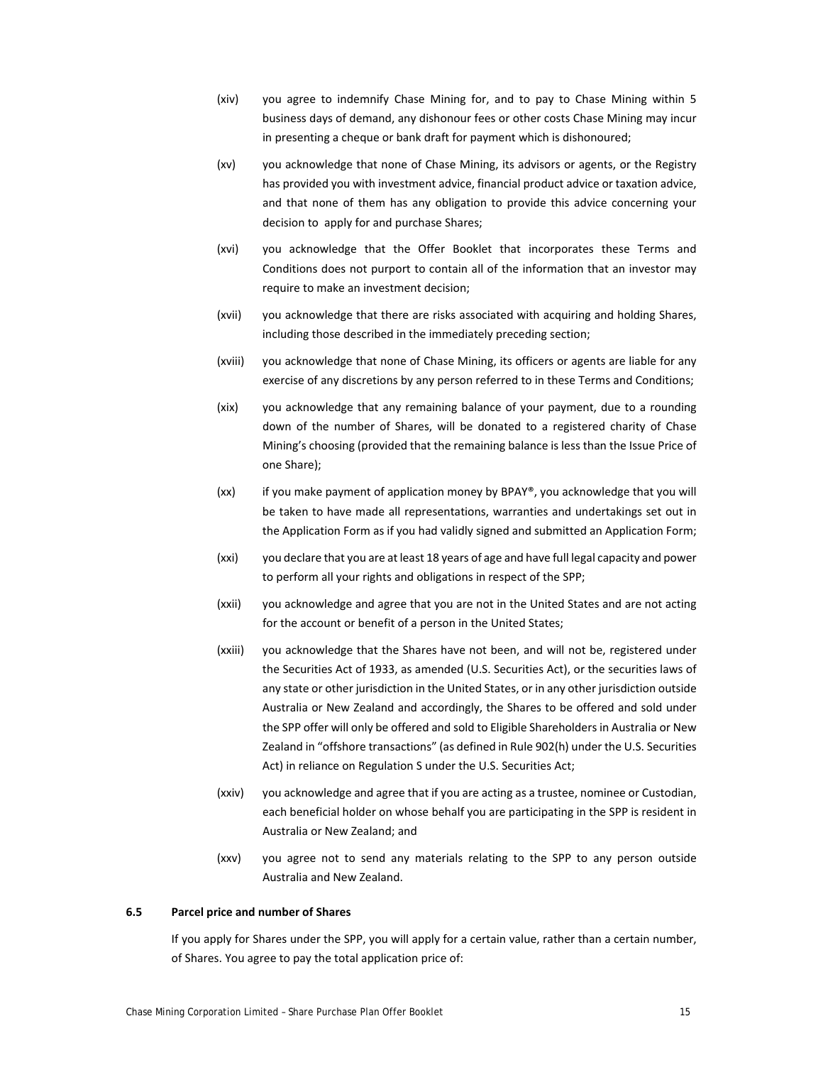(xiv) you agree to indemnify Chase Mining for, and to pay to Chase Mining within 5 business days of demand, any dishonour fees or other costs Chase Mining may incur in presenting a cheque or bank draft for payment which is dishonoured;

(xv) you acknowledge that none of Chase Mining, its advisors or agents, or the Registry has provided you with investment advice, financial product advice or taxation advice, and that none of them has any obligation to provide this advice concerning your decision to apply for and purchase Shares;

(xvi) you acknowledge that the Offer Booklet that incorporates these Terms and Conditions does not purport to contain all of the information that an investor may require to make an investment decision;

(xvii) you acknowledge that there are risks associated with acquiring and holding Shares, including those described in the immediately preceding section;

(xviii) you acknowledge that none of Chase Mining, its officers or agents are liable for any exercise of any discretions by any person referred to in these Terms and Conditions;

(xix) you acknowledge that any remaining balance of your payment, due to a rounding down of the number of Shares, will be donated to a registered charity of Chase Mining's choosing (provided that the remaining balance is less than the Issue Price of one Share);

(xx) if you make payment of application money by BPAY®, you acknowledge that you will be taken to have made all representations, warranties and undertakings set out in the Application Form as if you had validly signed and submitted an Application Form;

(xxi) you declare that you are at least 18 years of age and have full legal capacity and power to perform all your rights and obligations in respect of the SPP;

(xxii) you acknowledge and agree that you are not in the United States and are not acting for the account or benefit of a person in the United States;

(xxiii) you acknowledge that the Shares have not been, and will not be, registered under the Securities Act of 1933, as amended (U.S. Securities Act), or the securities laws of any state or other jurisdiction in the United States, or in any other jurisdiction outside Australia or New Zealand and accordingly, the Shares to be offered and sold under the SPP offer will only be offered and sold to Eligible Shareholders in Australia or New Zealand in "offshore transactions" (as defined in Rule 902(h) under the U.S. Securities Act) in reliance on Regulation S under the U.S. Securities Act;

(xxiv) you acknowledge and agree that if you are acting as a trustee, nominee or Custodian, each beneficial holder on whose behalf you are participating in the SPP is resident in Australia or New Zealand; and

(xxv) you agree not to send any materials relating to the SPP to any person outside Australia and New Zealand.

### 6.5 Parcel price and number of Shares

If you apply for Shares under the SPP, you will apply for a certain value, rather than a certain number, of Shares. You agree to pay the total application price of: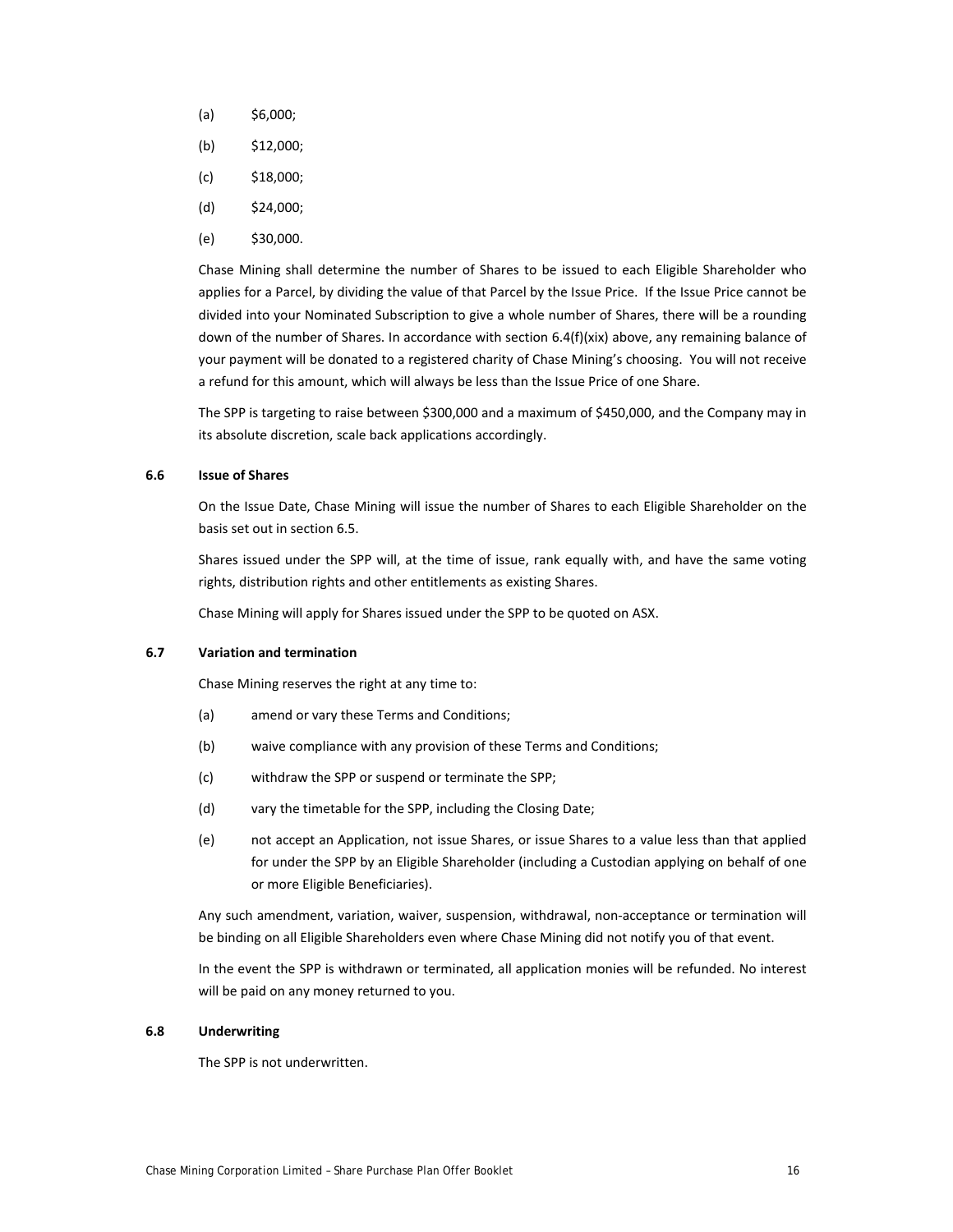(a) $6,000;

(b) $12,000;

(c) $18,000;

(d) $24,000;

(e) $30,000.

Chase Mining shall determine the number of Shares to be issued to each Eligible Shareholder who applies for a Parcel, by dividing the value of that Parcel by the Issue Price. If the Issue Price cannot be divided into your Nominated Subscription to give a whole number of Shares, there will be a rounding down of the number of Shares. In accordance with section 6.4(f)(xix) above, any remaining balance of your payment will be donated to a registered charity of Chase Mining's choosing. You will not receive a refund for this amount, which will always be less than the Issue Price of one Share.

The SPP is targeting to raise between $300,000 and a maximum of $450,000, and the Company may in its absolute discretion, scale back applications accordingly.

### 6.6 Issue of Shares

On the Issue Date, Chase Mining will issue the number of Shares to each Eligible Shareholder on the basis set out in section 6.5.

Shares issued under the SPP will, at the time of issue, rank equally with, and have the same voting rights, distribution rights and other entitlements as existing Shares.

Chase Mining will apply for Shares issued under the SPP to be quoted on ASX.

### 6.7 Variation and termination

Chase Mining reserves the right at any time to:

(a) amend or vary these Terms and Conditions;

(b) waive compliance with any provision of these Terms and Conditions;

(c) withdraw the SPP or suspend or terminate the SPP;

(d) vary the timetable for the SPP, including the Closing Date;

(e) not accept an Application, not issue Shares, or issue Shares to a value less than that applied for under the SPP by an Eligible Shareholder (including a Custodian applying on behalf of one or more Eligible Beneficiaries).

Any such amendment, variation, waiver, suspension, withdrawal, non-acceptance or termination will be binding on all Eligible Shareholders even where Chase Mining did not notify you of that event.

In the event the SPP is withdrawn or terminated, all application monies will be refunded. No interest will be paid on any money returned to you.

### 6.8 Underwriting

The SPP is not underwritten.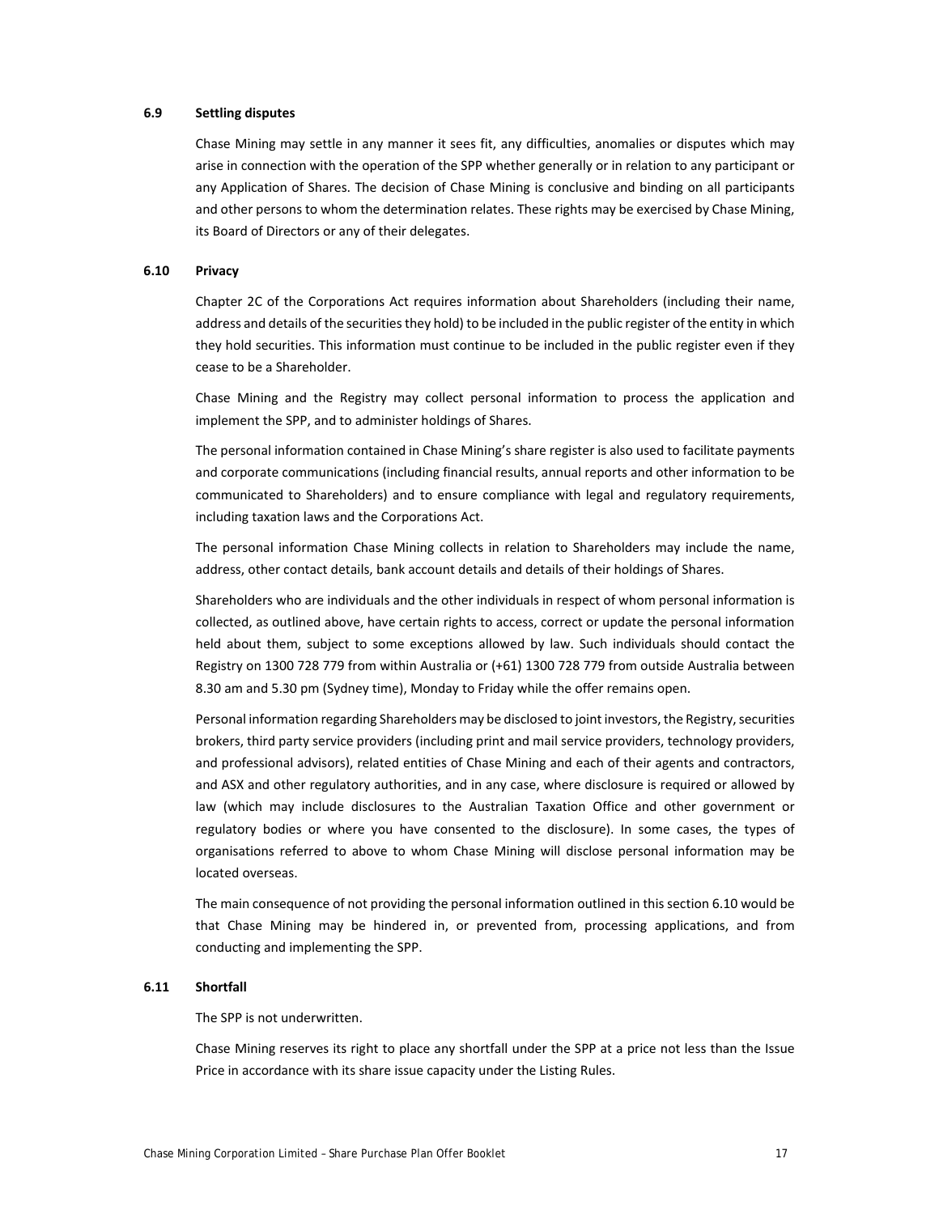### 6.9 Settling disputes

Chase Mining may settle in any manner it sees fit, any difficulties, anomalies or disputes which may arise in connection with the operation of the SPP whether generally or in relation to any participant or any Application of Shares. The decision of Chase Mining is conclusive and binding on all participants and other persons to whom the determination relates. These rights may be exercised by Chase Mining, its Board of Directors or any of their delegates.

### 6.10 Privacy

Chapter 2C of the Corporations Act requires information about Shareholders (including their name, address and details of the securities they hold) to be included in the public register of the entity in which they hold securities. This information must continue to be included in the public register even if they cease to be a Shareholder.

Chase Mining and the Registry may collect personal information to process the application and implement the SPP, and to administer holdings of Shares.

The personal information contained in Chase Mining's share register is also used to facilitate payments and corporate communications (including financial results, annual reports and other information to be communicated to Shareholders) and to ensure compliance with legal and regulatory requirements, including taxation laws and the Corporations Act.

The personal information Chase Mining collects in relation to Shareholders may include the name, address, other contact details, bank account details and details of their holdings of Shares.

Shareholders who are individuals and the other individuals in respect of whom personal information is collected, as outlined above, have certain rights to access, correct or update the personal information held about them, subject to some exceptions allowed by law. Such individuals should contact the Registry on 1300 728 779 from within Australia or (+61) 1300 728 779 from outside Australia between 8.30 am and 5.30 pm (Sydney time), Monday to Friday while the offer remains open.

Personal information regarding Shareholders may be disclosed to joint investors, the Registry, securities brokers, third party service providers (including print and mail service providers, technology providers, and professional advisors), related entities of Chase Mining and each of their agents and contractors, and ASX and other regulatory authorities, and in any case, where disclosure is required or allowed by law (which may include disclosures to the Australian Taxation Office and other government or regulatory bodies or where you have consented to the disclosure). In some cases, the types of organisations referred to above to whom Chase Mining will disclose personal information may be located overseas.

The main consequence of not providing the personal information outlined in this section 6.10 would be that Chase Mining may be hindered in, or prevented from, processing applications, and from conducting and implementing the SPP.

### 6.11 Shortfall

The SPP is not underwritten.

Chase Mining reserves its right to place any shortfall under the SPP at a price not less than the Issue Price in accordance with its share issue capacity under the Listing Rules.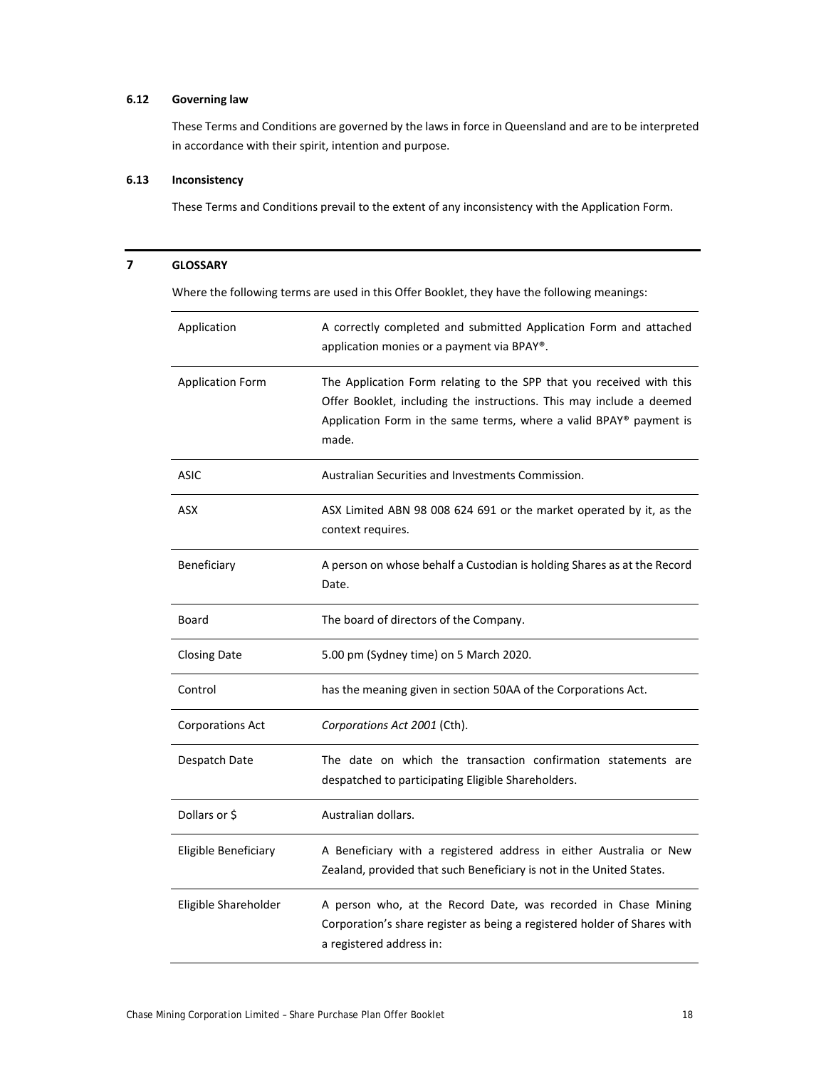### 6.12 Governing law

These Terms and Conditions are governed by the laws in force in Queensland and are to be interpreted in accordance with their spirit, intention and purpose.

### 6.13 Inconsistency

These Terms and Conditions prevail to the extent of any inconsistency with the Application Form.

## 7 GLOSSARY

Where the following terms are used in this Offer Booklet, they have the following meanings:

| | |
|---|---|
| Application | A correctly completed and submitted Application Form and attached application monies or a payment via BPAY®. |
| Application Form | The Application Form relating to the SPP that you received with this Offer Booklet, including the instructions. This may include a deemed Application Form in the same terms, where a valid BPAY® payment is made. |
| ASIC | Australian Securities and Investments Commission. |
| ASX | ASX Limited ABN 98 008 624 691 or the market operated by it, as the context requires. |
| Beneficiary | A person on whose behalf a Custodian is holding Shares as at the Record Date. |
| Board | The board of directors of the Company. |
| Closing Date | 5.00 pm (Sydney time) on 5 March 2020. |
| Control | has the meaning given in section 50AA of the Corporations Act. |
| Corporations Act | *Corporations Act 2001* (Cth). |
| Despatch Date | The date on which the transaction confirmation statements are despatched to participating Eligible Shareholders. |
| Dollars or $ | Australian dollars. |
| Eligible Beneficiary | A Beneficiary with a registered address in either Australia or New Zealand, provided that such Beneficiary is not in the United States. |
| Eligible Shareholder | A person who, at the Record Date, was recorded in Chase Mining Corporation's share register as being a registered holder of Shares with a registered address in: |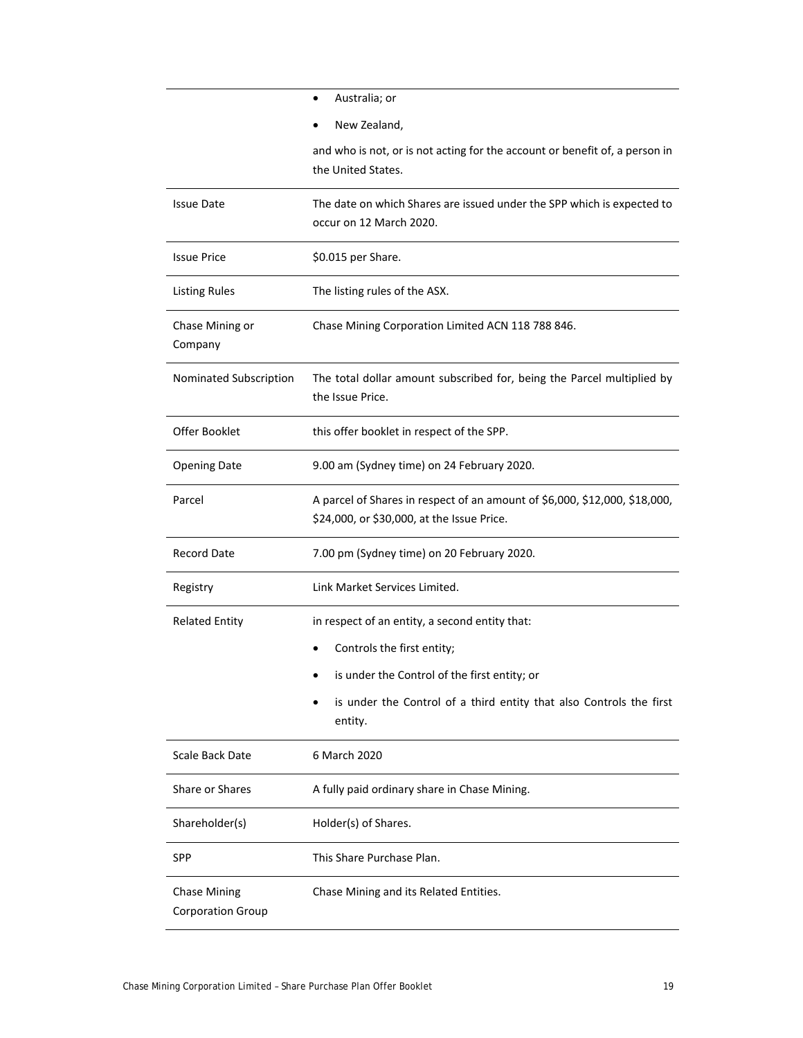| | |
|---|---|
| | • Australia; or<br>• New Zealand,<br>and who is not, or is not acting for the account or benefit of, a person in the United States. |
| Issue Date | The date on which Shares are issued under the SPP which is expected to occur on 12 March 2020. |
| Issue Price | $0.015 per Share. |
| Listing Rules | The listing rules of the ASX. |
| Chase Mining or Company | Chase Mining Corporation Limited ACN 118 788 846. |
| Nominated Subscription | The total dollar amount subscribed for, being the Parcel multiplied by the Issue Price. |
| Offer Booklet | this offer booklet in respect of the SPP. |
| Opening Date | 9.00 am (Sydney time) on 24 February 2020. |
| Parcel | A parcel of Shares in respect of an amount of $6,000, $12,000, $18,000, $24,000, or $30,000, at the Issue Price. |
| Record Date | 7.00 pm (Sydney time) on 20 February 2020. |
| Registry | Link Market Services Limited. |
| Related Entity | in respect of an entity, a second entity that:<br>• Controls the first entity;<br>• is under the Control of the first entity; or<br>• is under the Control of a third entity that also Controls the first entity. |
| Scale Back Date | 6 March 2020 |
| Share or Shares | A fully paid ordinary share in Chase Mining. |
| Shareholder(s) | Holder(s) of Shares. |
| SPP | This Share Purchase Plan. |
| Chase Mining Corporation Group | Chase Mining and its Related Entities. |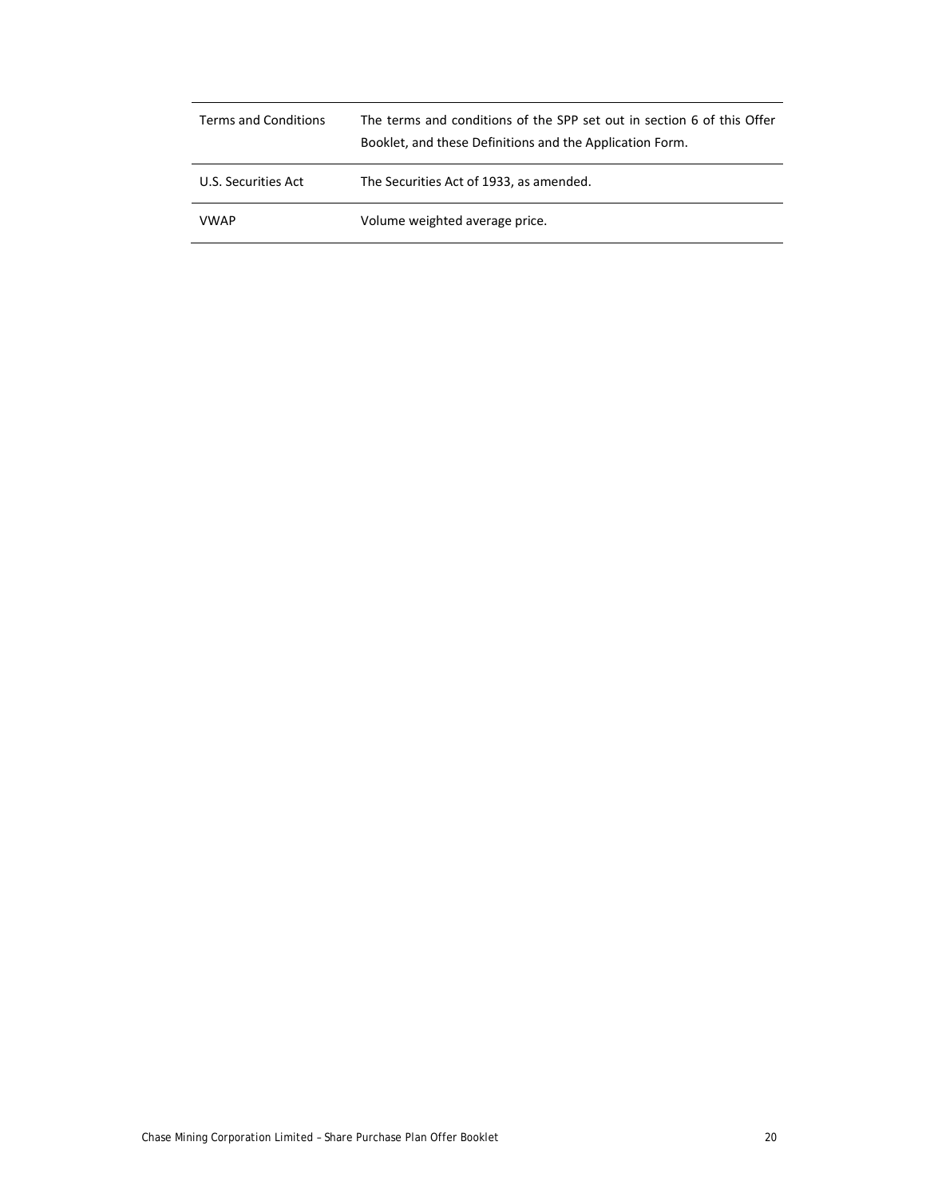| Terms and Conditions | The terms and conditions of the SPP set out in section 6 of this Offer Booklet, and these Definitions and the Application Form. |
| --- | --- |
| U.S. Securities Act | The Securities Act of 1933, as amended. |
| VWAP | Volume weighted average price. |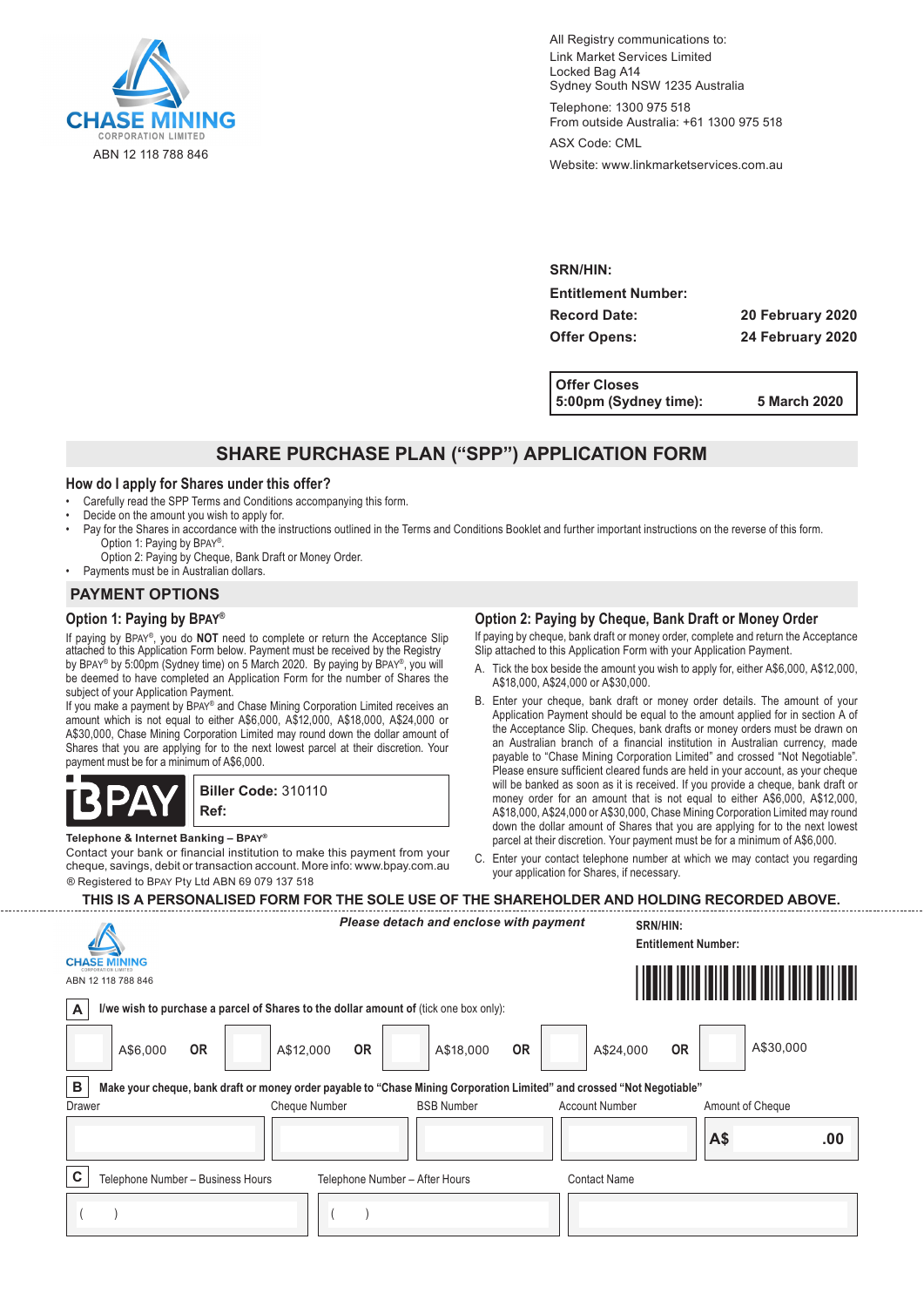**CHASE MINING**
CORPORATION LIMITED
ABN 12 118 788 846

All Registry communications to:
Link Market Services Limited
Locked Bag A14
Sydney South NSW 1235 Australia

Telephone: 1300 975 518
From outside Australia: +61 1300 975 518

ASX Code: CML

Website: www.linkmarketservices.com.au

**SRN/HIN:**

**Entitlement Number:**

**Record Date:** **20 February 2020**

**Offer Opens:** **24 February 2020**

**Offer Closes 5:00pm (Sydney time):** **5 March 2020**

# SHARE PURCHASE PLAN ("SPP") APPLICATION FORM

## How do I apply for Shares under this offer?

- Carefully read the SPP Terms and Conditions accompanying this form.
- Decide on the amount you wish to apply for.
- Pay for the Shares in accordance with the instructions outlined in the Terms and Conditions Booklet and further important instructions on the reverse of this form.
  - Option 1: Paying by BPAY®.
  - Option 2: Paying by Cheque, Bank Draft or Money Order.
- Payments must be in Australian dollars.

## PAYMENT OPTIONS

### Option 1: Paying by BPAY®

If paying by BPAY®, you do **NOT** need to complete or return the Acceptance Slip attached to this Application Form below. Payment must be received by the Registry by BPAY® by 5:00pm (Sydney time) on 5 March 2020. By paying by BPAY®, you will be deemed to have completed an Application Form for the number of Shares the subject of your Application Payment.

If you make a payment by BPAY® and Chase Mining Corporation Limited receives an amount which is not equal to either A$6,000, A$12,000, A$18,000, A$24,000 or A$30,000, Chase Mining Corporation Limited may round down the dollar amount of Shares that you are applying for to the next lowest parcel at their discretion. Your payment must be for a minimum of A$6,000.

BPAY
**Biller Code:** 310110
**Ref:**

**Telephone & Internet Banking – BPAY®**
Contact your bank or financial institution to make this payment from your cheque, savings, debit or transaction account. More info: www.bpay.com.au
® Registered to BPAY Pty Ltd ABN 69 079 137 518

### Option 2: Paying by Cheque, Bank Draft or Money Order

If paying by cheque, bank draft or money order, complete and return the Acceptance Slip attached to this Application Form with your Application Payment.

A. Tick the box beside the amount you wish to apply for, either A$6,000, A$12,000, A$18,000, A$24,000 or A$30,000.

B. Enter your cheque, bank draft or money order details. The amount of your Application Payment should be equal to the amount applied for in section A of the Acceptance Slip. Cheques, bank drafts or money orders must be drawn on an Australian branch of a financial institution in Australian currency, made payable to "Chase Mining Corporation Limited" and crossed "Not Negotiable". Please ensure sufficient cleared funds are held in your account, as your cheque will be banked as soon as it is received. If you provide a cheque, bank draft or money order for an amount that is not equal to either A$6,000, A$12,000, A$18,000, A$24,000 or A$30,000, Chase Mining Corporation Limited may round down the dollar amount of Shares that you are applying for to the next lowest parcel at their discretion. Your payment must be for a minimum of A$6,000.

C. Enter your contact telephone number at which we may contact you regarding your application for Shares, if necessary.

**THIS IS A PERSONALISED FORM FOR THE SOLE USE OF THE SHAREHOLDER AND HOLDING RECORDED ABOVE.**

---

***Please detach and enclose with payment***

**CHASE MINING**
CORPORATION LIMITED
ABN 12 118 788 846

**SRN/HIN:**

**Entitlement Number:**

**A** **I/we wish to purchase a parcel of Shares to the dollar amount of** (tick one box only):

☐ A$6,000 **OR** ☐ A$12,000 **OR** ☐ A$18,000 **OR** ☐ A$24,000 **OR** ☐ A$30,000

**B** **Make your cheque, bank draft or money order payable to "Chase Mining Corporation Limited" and crossed "Not Negotiable"**

| Drawer | Cheque Number | BSB Number | Account Number | Amount of Cheque |
|---|---|---|---|---|
| | | | | **A$ .00** |

**C**

| Telephone Number – Business Hours | Telephone Number – After Hours | Contact Name |
|---|---|---|
| (    ) | (    ) | |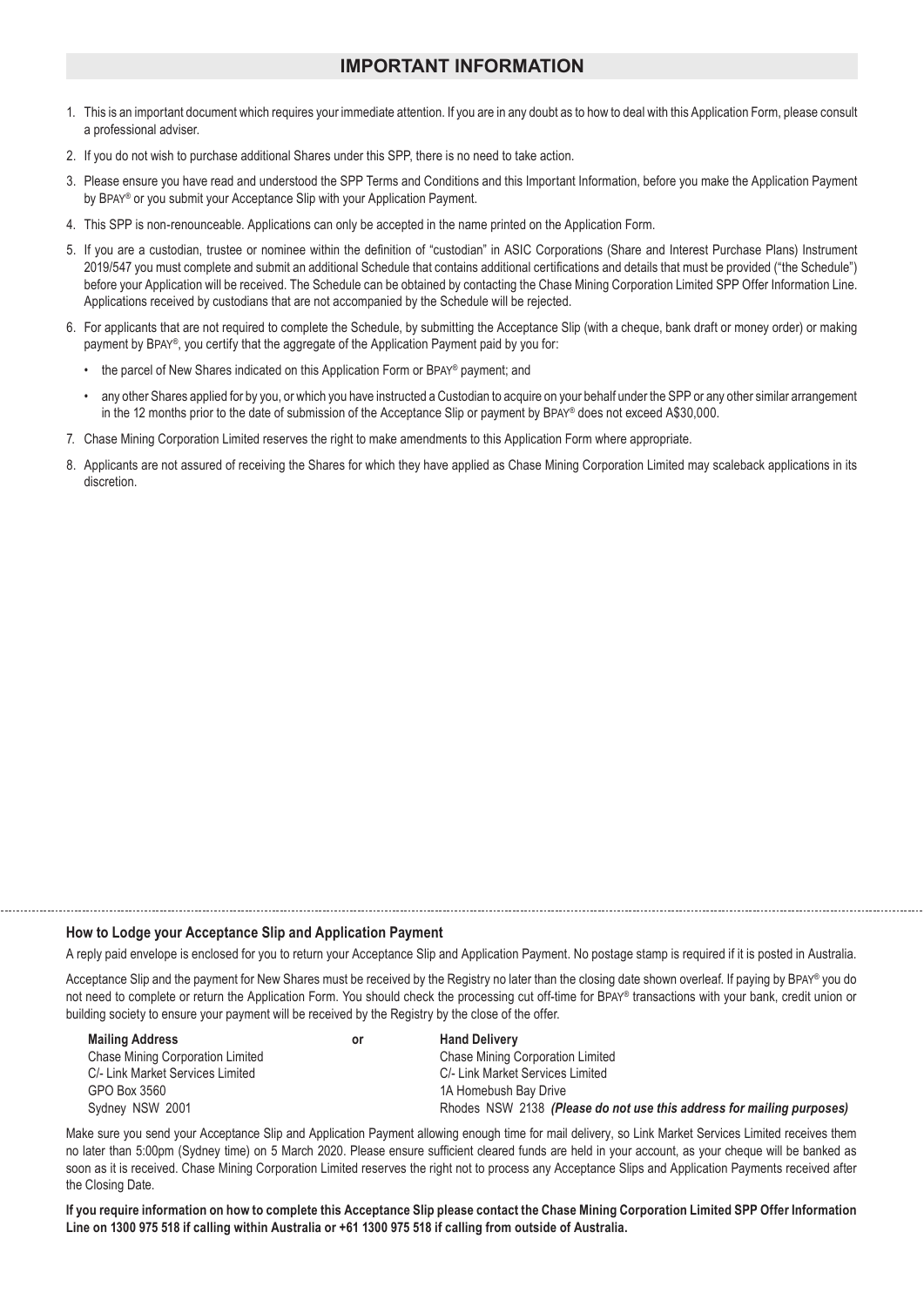# IMPORTANT INFORMATION

1. This is an important document which requires your immediate attention. If you are in any doubt as to how to deal with this Application Form, please consult a professional adviser.
2. If you do not wish to purchase additional Shares under this SPP, there is no need to take action.
3. Please ensure you have read and understood the SPP Terms and Conditions and this Important Information, before you make the Application Payment by BPAY® or you submit your Acceptance Slip with your Application Payment.
4. This SPP is non-renounceable. Applications can only be accepted in the name printed on the Application Form.
5. If you are a custodian, trustee or nominee within the definition of "custodian" in ASIC Corporations (Share and Interest Purchase Plans) Instrument 2019/547 you must complete and submit an additional Schedule that contains additional certifications and details that must be provided ("the Schedule") before your Application will be received. The Schedule can be obtained by contacting the Chase Mining Corporation Limited SPP Offer Information Line. Applications received by custodians that are not accompanied by the Schedule will be rejected.
6. For applicants that are not required to complete the Schedule, by submitting the Acceptance Slip (with a cheque, bank draft or money order) or making payment by BPAY®, you certify that the aggregate of the Application Payment paid by you for:
   - the parcel of New Shares indicated on this Application Form or BPAY® payment; and
   - any other Shares applied for by you, or which you have instructed a Custodian to acquire on your behalf under the SPP or any other similar arrangement in the 12 months prior to the date of submission of the Acceptance Slip or payment by BPAY® does not exceed A$30,000.
7. Chase Mining Corporation Limited reserves the right to make amendments to this Application Form where appropriate.
8. Applicants are not assured of receiving the Shares for which they have applied as Chase Mining Corporation Limited may scaleback applications in its discretion.

---

**How to Lodge your Acceptance Slip and Application Payment**

A reply paid envelope is enclosed for you to return your Acceptance Slip and Application Payment. No postage stamp is required if it is posted in Australia.

Acceptance Slip and the payment for New Shares must be received by the Registry no later than the closing date shown overleaf. If paying by BPAY® you do not need to complete or return the Application Form. You should check the processing cut off-time for BPAY® transactions with your bank, credit union or building society to ensure your payment will be received by the Registry by the close of the offer.

| **Mailing Address** | **or** | **Hand Delivery** |
|---|---|---|
| Chase Mining Corporation Limited | | Chase Mining Corporation Limited |
| C/- Link Market Services Limited | | C/- Link Market Services Limited |
| GPO Box 3560 | | 1A Homebush Bay Drive |
| Sydney NSW 2001 | | Rhodes NSW 2138 ***(Please do not use this address for mailing purposes)*** |

Make sure you send your Acceptance Slip and Application Payment allowing enough time for mail delivery, so Link Market Services Limited receives them no later than 5:00pm (Sydney time) on 5 March 2020. Please ensure sufficient cleared funds are held in your account, as your cheque will be banked as soon as it is received. Chase Mining Corporation Limited reserves the right not to process any Acceptance Slips and Application Payments received after the Closing Date.

**If you require information on how to complete this Acceptance Slip please contact the Chase Mining Corporation Limited SPP Offer Information Line on 1300 975 518 if calling within Australia or +61 1300 975 518 if calling from outside of Australia.**